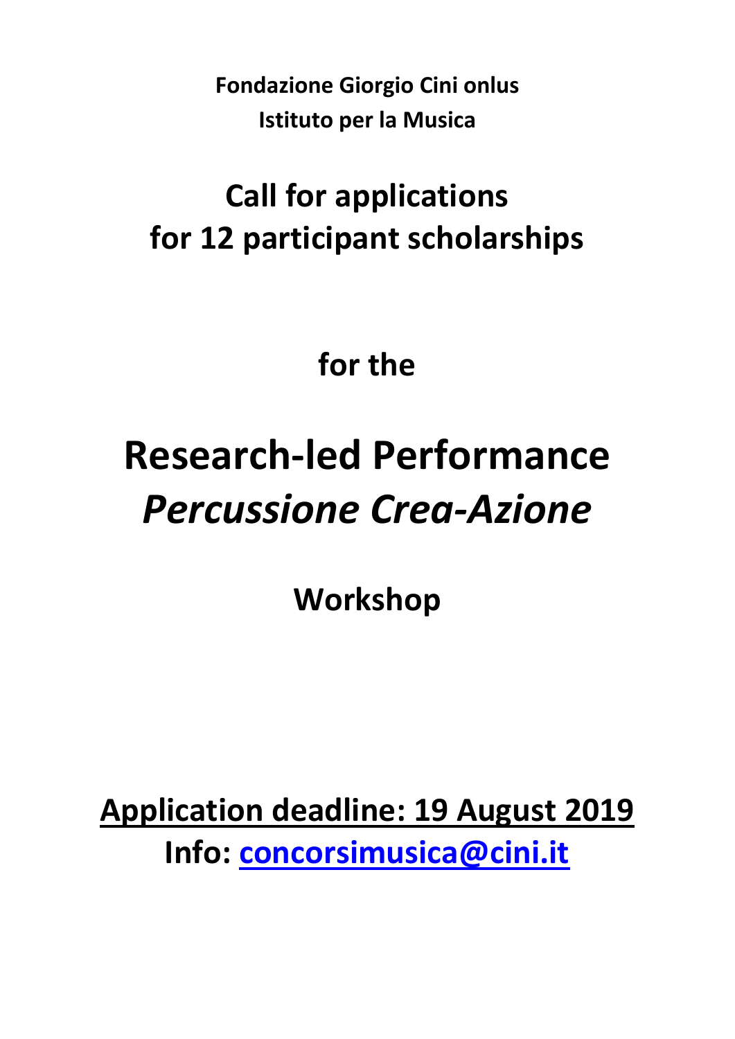**Fondazione Giorgio Cini onlus**
**Istituto per la Musica**

# Call for applications for 12 participant scholarships

## for the

# Research-led Performance *Percussione Crea-Azione*

## Workshop

**Application deadline: 19 August 2019**

**Info: concorsimusica@cini.it**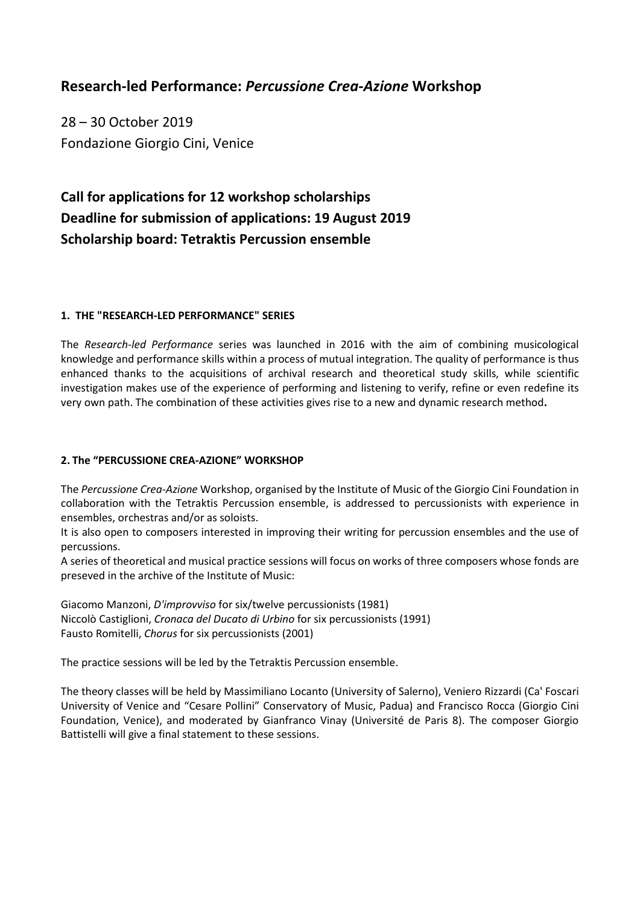# Research-led Performance: *Percussione Crea-Azione* Workshop

28 – 30 October 2019
Fondazione Giorgio Cini, Venice

## Call for applications for 12 workshop scholarships
## Deadline for submission of applications: 19 August 2019
## Scholarship board: Tetraktis Percussion ensemble

### 1. THE "RESEARCH-LED PERFORMANCE" SERIES

The *Research-led Performance* series was launched in 2016 with the aim of combining musicological knowledge and performance skills within a process of mutual integration. The quality of performance is thus enhanced thanks to the acquisitions of archival research and theoretical study skills, while scientific investigation makes use of the experience of performing and listening to verify, refine or even redefine its very own path. The combination of these activities gives rise to a new and dynamic research method**.**

### 2. The "PERCUSSIONE CREA-AZIONE" WORKSHOP

The *Percussione Crea-Azione* Workshop, organised by the Institute of Music of the Giorgio Cini Foundation in collaboration with the Tetraktis Percussion ensemble, is addressed to percussionists with experience in ensembles, orchestras and/or as soloists.
It is also open to composers interested in improving their writing for percussion ensembles and the use of percussions.
A series of theoretical and musical practice sessions will focus on works of three composers whose fonds are preseved in the archive of the Institute of Music:

Giacomo Manzoni, *D'improvviso* for six/twelve percussionists (1981)
Niccolò Castiglioni, *Cronaca del Ducato di Urbino* for six percussionists (1991)
Fausto Romitelli, *Chorus* for six percussionists (2001)

The practice sessions will be led by the Tetraktis Percussion ensemble.

The theory classes will be held by Massimiliano Locanto (University of Salerno), Veniero Rizzardi (Ca' Foscari University of Venice and "Cesare Pollini" Conservatory of Music, Padua) and Francisco Rocca (Giorgio Cini Foundation, Venice), and moderated by Gianfranco Vinay (Université de Paris 8). The composer Giorgio Battistelli will give a final statement to these sessions.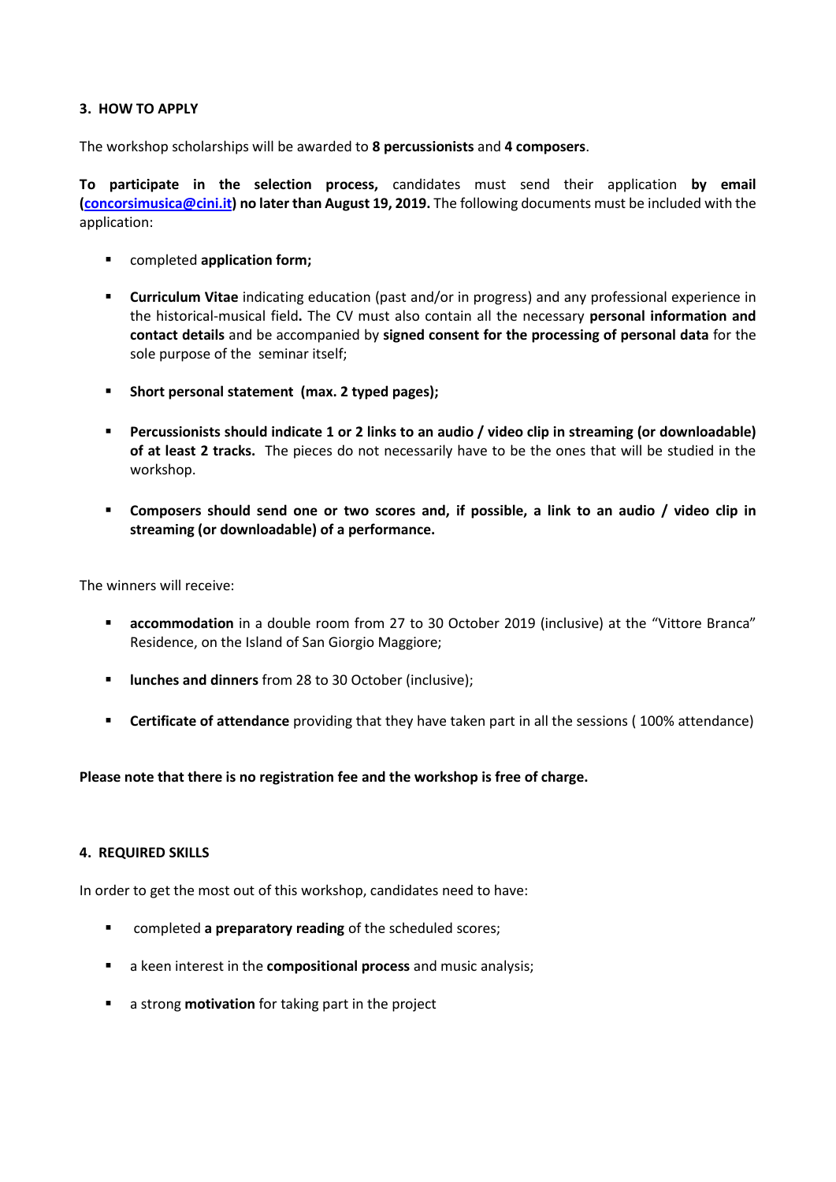### 3. HOW TO APPLY

The workshop scholarships will be awarded to **8 percussionists** and **4 composers**.

**To participate in the selection process,** candidates must send their application **by email ([concorsimusica@cini.it](mailto:concorsimusica@cini.it)) no later than August 19, 2019.** The following documents must be included with the application:

- completed **application form;**
- **Curriculum Vitae** indicating education (past and/or in progress) and any professional experience in the historical-musical field**.** The CV must also contain all the necessary **personal information and contact details** and be accompanied by **signed consent for the processing of personal data** for the sole purpose of the seminar itself;
- **Short personal statement (max. 2 typed pages);**
- **Percussionists should indicate 1 or 2 links to an audio / video clip in streaming (or downloadable) of at least 2 tracks.** The pieces do not necessarily have to be the ones that will be studied in the workshop.
- **Composers should send one or two scores and, if possible, a link to an audio / video clip in streaming (or downloadable) of a performance.**

The winners will receive:

- **accommodation** in a double room from 27 to 30 October 2019 (inclusive) at the "Vittore Branca" Residence, on the Island of San Giorgio Maggiore;
- **lunches and dinners** from 28 to 30 October (inclusive);
- **Certificate of attendance** providing that they have taken part in all the sessions ( 100% attendance)

**Please note that there is no registration fee and the workshop is free of charge.**

### 4. REQUIRED SKILLS

In order to get the most out of this workshop, candidates need to have:

- completed **a preparatory reading** of the scheduled scores;
- a keen interest in the **compositional process** and music analysis;
- a strong **motivation** for taking part in the project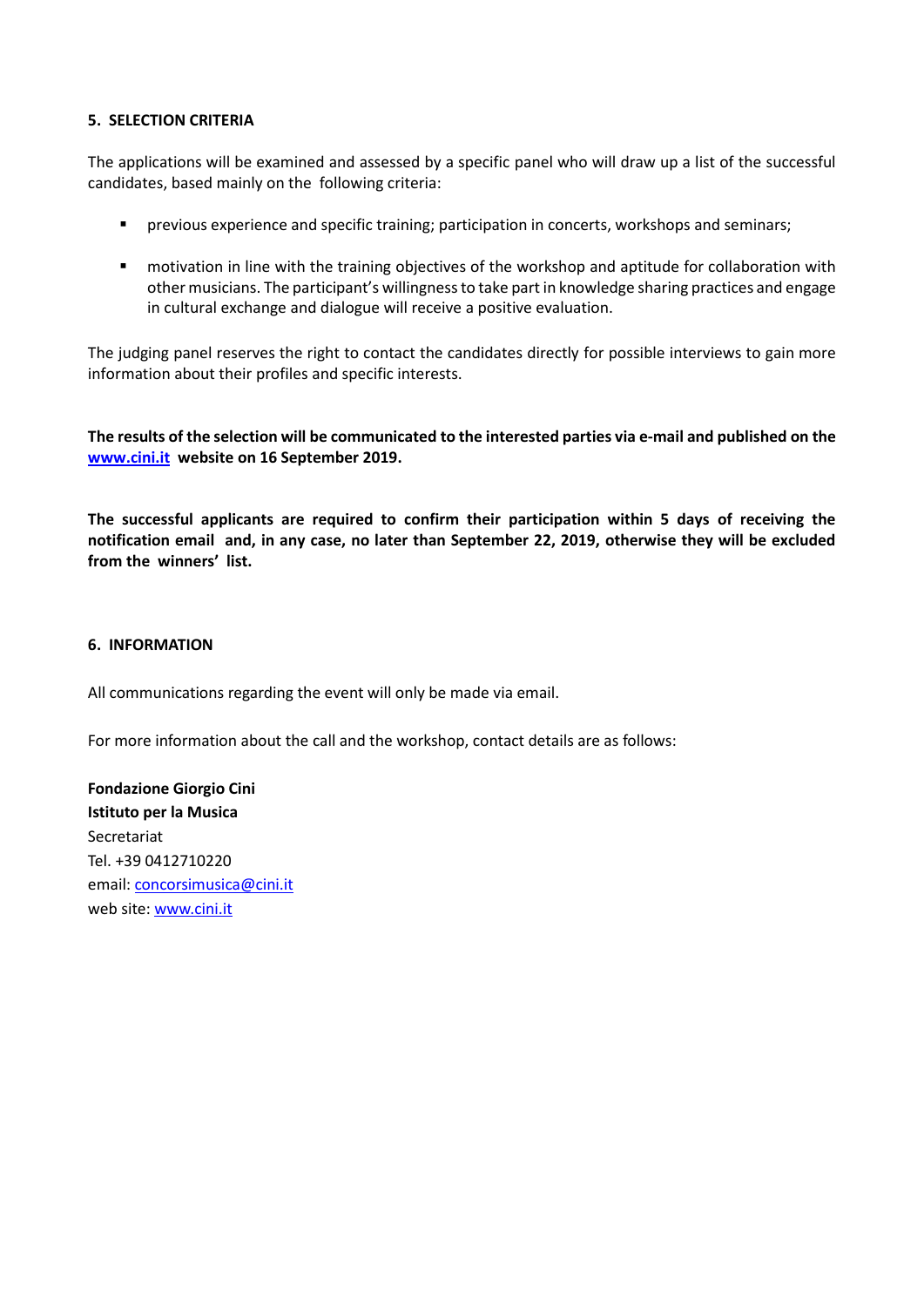## 5. SELECTION CRITERIA

The applications will be examined and assessed by a specific panel who will draw up a list of the successful candidates, based mainly on the following criteria:

- previous experience and specific training; participation in concerts, workshops and seminars;
- motivation in line with the training objectives of the workshop and aptitude for collaboration with other musicians. The participant's willingness to take part in knowledge sharing practices and engage in cultural exchange and dialogue will receive a positive evaluation.

The judging panel reserves the right to contact the candidates directly for possible interviews to gain more information about their profiles and specific interests.

**The results of the selection will be communicated to the interested parties via e-mail and published on the [www.cini.it](http://www.cini.it) website on 16 September 2019.**

**The successful applicants are required to confirm their participation within 5 days of receiving the notification email and, in any case, no later than September 22, 2019, otherwise they will be excluded from the winners' list.**

## 6. INFORMATION

All communications regarding the event will only be made via email.

For more information about the call and the workshop, contact details are as follows:

**Fondazione Giorgio Cini**
**Istituto per la Musica**
Secretariat
Tel. +39 0412710220
email: [concorsimusica@cini.it](mailto:concorsimusica@cini.it)
web site: [www.cini.it](http://www.cini.it)